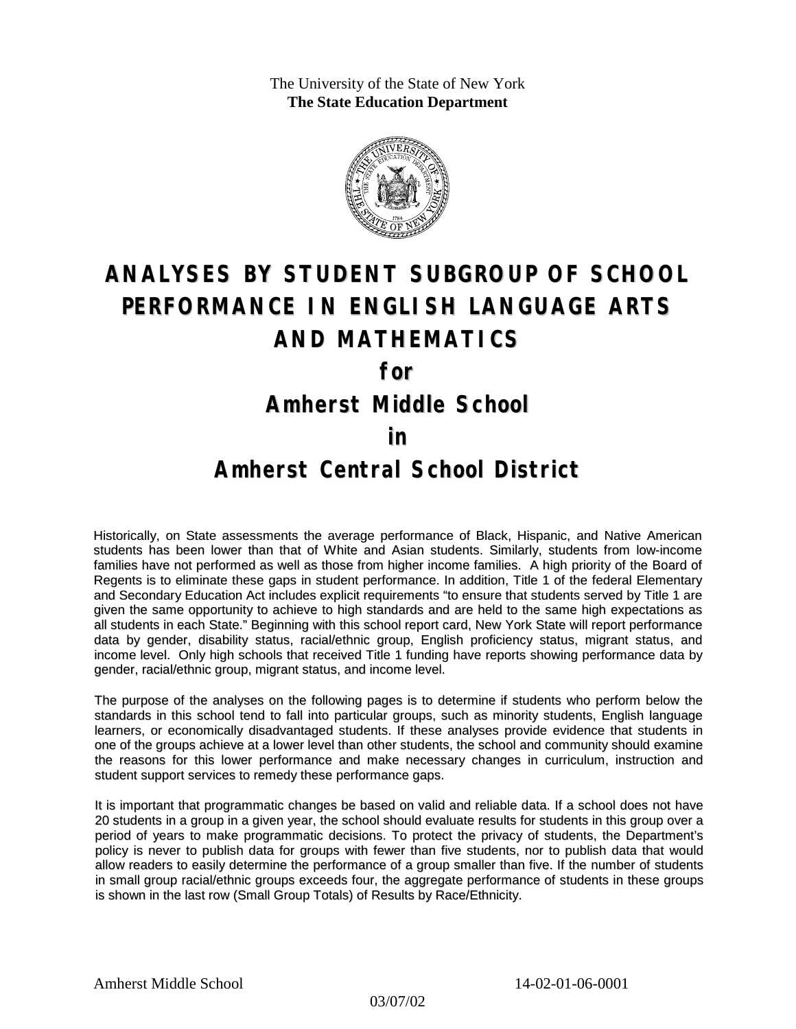The University of the State of New York
**The State Education Department**

# ANALYSES BY STUDENT SUBGROUP OF SCHOOL PERFORMANCE IN ENGLISH LANGUAGE ARTS AND MATHEMATICS

## for

## Amherst Middle School

## in

## Amherst Central School District

Historically, on State assessments the average performance of Black, Hispanic, and Native American students has been lower than that of White and Asian students. Similarly, students from low-income families have not performed as well as those from higher income families. A high priority of the Board of Regents is to eliminate these gaps in student performance. In addition, Title 1 of the federal Elementary and Secondary Education Act includes explicit requirements "to ensure that students served by Title 1 are given the same opportunity to achieve to high standards and are held to the same high expectations as all students in each State." Beginning with this school report card, New York State will report performance data by gender, disability status, racial/ethnic group, English proficiency status, migrant status, and income level. Only high schools that received Title 1 funding have reports showing performance data by gender, racial/ethnic group, migrant status, and income level.

The purpose of the analyses on the following pages is to determine if students who perform below the standards in this school tend to fall into particular groups, such as minority students, English language learners, or economically disadvantaged students. If these analyses provide evidence that students in one of the groups achieve at a lower level than other students, the school and community should examine the reasons for this lower performance and make necessary changes in curriculum, instruction and student support services to remedy these performance gaps.

It is important that programmatic changes be based on valid and reliable data. If a school does not have 20 students in a group in a given year, the school should evaluate results for students in this group over a period of years to make programmatic decisions. To protect the privacy of students, the Department's policy is never to publish data for groups with fewer than five students, nor to publish data that would allow readers to easily determine the performance of a group smaller than five. If the number of students in small group racial/ethnic groups exceeds four, the aggregate performance of students in these groups is shown in the last row (Small Group Totals) of Results by Race/Ethnicity.

Amherst Middle School 14-02-01-06-0001

03/07/02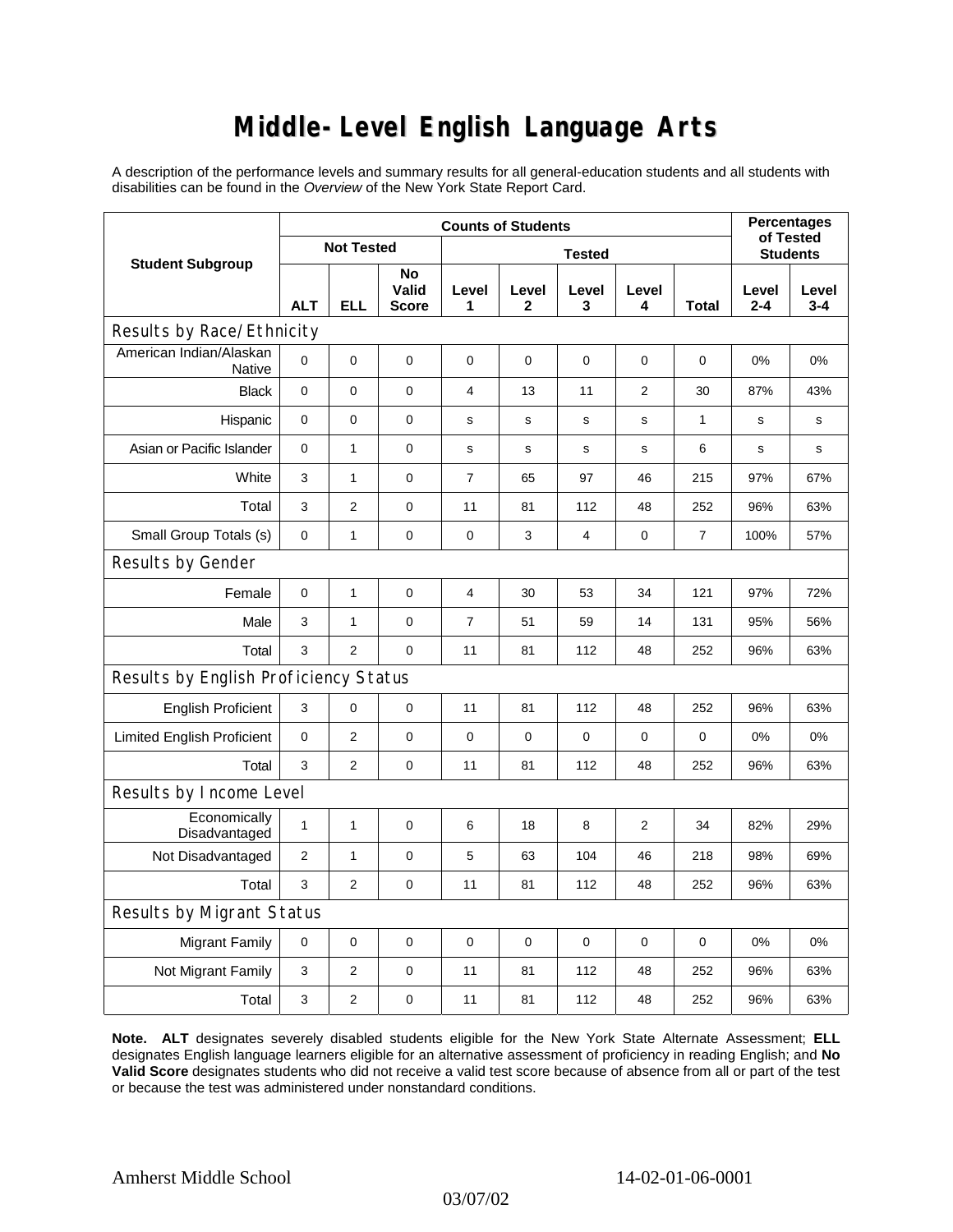# Middle-Level English Language Arts

A description of the performance levels and summary results for all general-education students and all students with disabilities can be found in the *Overview* of the New York State Report Card.

| Student Subgroup | Counts of Students | | | | | | | | Percentages of Tested Students | |
|---|---|---|---|---|---|---|---|---|---|---|
| | Not Tested | | | Tested | | | | | | |
| | ALT | ELL | No Valid Score | Level 1 | Level 2 | Level 3 | Level 4 | Total | Level 2-4 | Level 3-4 |
| **Results by Race/Ethnicity** | | | | | | | | | | |
| American Indian/Alaskan Native | 0 | 0 | 0 | 0 | 0 | 0 | 0 | 0 | 0% | 0% |
| Black | 0 | 0 | 0 | 4 | 13 | 11 | 2 | 30 | 87% | 43% |
| Hispanic | 0 | 0 | 0 | s | s | s | s | 1 | s | s |
| Asian or Pacific Islander | 0 | 1 | 0 | s | s | s | s | 6 | s | s |
| White | 3 | 1 | 0 | 7 | 65 | 97 | 46 | 215 | 97% | 67% |
| Total | 3 | 2 | 0 | 11 | 81 | 112 | 48 | 252 | 96% | 63% |
| Small Group Totals (s) | 0 | 1 | 0 | 0 | 3 | 4 | 0 | 7 | 100% | 57% |
| **Results by Gender** | | | | | | | | | | |
| Female | 0 | 1 | 0 | 4 | 30 | 53 | 34 | 121 | 97% | 72% |
| Male | 3 | 1 | 0 | 7 | 51 | 59 | 14 | 131 | 95% | 56% |
| Total | 3 | 2 | 0 | 11 | 81 | 112 | 48 | 252 | 96% | 63% |
| **Results by English Proficiency Status** | | | | | | | | | | |
| English Proficient | 3 | 0 | 0 | 11 | 81 | 112 | 48 | 252 | 96% | 63% |
| Limited English Proficient | 0 | 2 | 0 | 0 | 0 | 0 | 0 | 0 | 0% | 0% |
| Total | 3 | 2 | 0 | 11 | 81 | 112 | 48 | 252 | 96% | 63% |
| **Results by Income Level** | | | | | | | | | | |
| Economically Disadvantaged | 1 | 1 | 0 | 6 | 18 | 8 | 2 | 34 | 82% | 29% |
| Not Disadvantaged | 2 | 1 | 0 | 5 | 63 | 104 | 46 | 218 | 98% | 69% |
| Total | 3 | 2 | 0 | 11 | 81 | 112 | 48 | 252 | 96% | 63% |
| **Results by Migrant Status** | | | | | | | | | | |
| Migrant Family | 0 | 0 | 0 | 0 | 0 | 0 | 0 | 0 | 0% | 0% |
| Not Migrant Family | 3 | 2 | 0 | 11 | 81 | 112 | 48 | 252 | 96% | 63% |
| Total | 3 | 2 | 0 | 11 | 81 | 112 | 48 | 252 | 96% | 63% |

**Note. ALT** designates severely disabled students eligible for the New York State Alternate Assessment; **ELL** designates English language learners eligible for an alternative assessment of proficiency in reading English; and **No Valid Score** designates students who did not receive a valid test score because of absence from all or part of the test or because the test was administered under nonstandard conditions.

Amherst Middle School 14-02-01-06-0001

03/07/02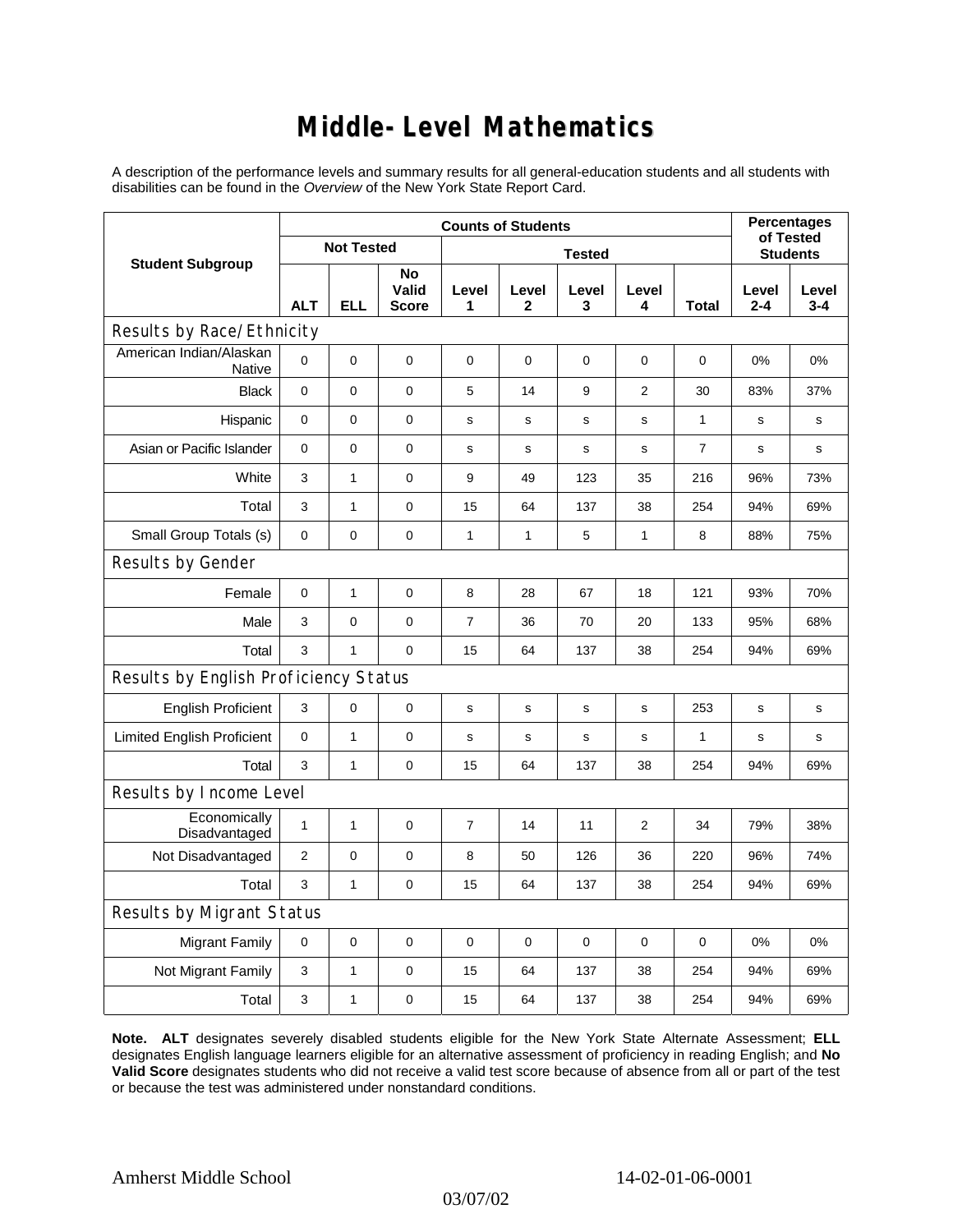# Middle-Level Mathematics

A description of the performance levels and summary results for all general-education students and all students with disabilities can be found in the *Overview* of the New York State Report Card.

| Student Subgroup | Counts of Students | | | | | | | | Percentages of Tested Students | |
|---|---|---|---|---|---|---|---|---|---|---|
| | Not Tested | | | Tested | | | | | | |
| | ALT | ELL | No Valid Score | Level 1 | Level 2 | Level 3 | Level 4 | Total | Level 2-4 | Level 3-4 |
| **Results by Race/Ethnicity** | | | | | | | | | | |
| American Indian/Alaskan Native | 0 | 0 | 0 | 0 | 0 | 0 | 0 | 0 | 0% | 0% |
| Black | 0 | 0 | 0 | 5 | 14 | 9 | 2 | 30 | 83% | 37% |
| Hispanic | 0 | 0 | 0 | s | s | s | s | 1 | s | s |
| Asian or Pacific Islander | 0 | 0 | 0 | s | s | s | s | 7 | s | s |
| White | 3 | 1 | 0 | 9 | 49 | 123 | 35 | 216 | 96% | 73% |
| Total | 3 | 1 | 0 | 15 | 64 | 137 | 38 | 254 | 94% | 69% |
| Small Group Totals (s) | 0 | 0 | 0 | 1 | 1 | 5 | 1 | 8 | 88% | 75% |
| **Results by Gender** | | | | | | | | | | |
| Female | 0 | 1 | 0 | 8 | 28 | 67 | 18 | 121 | 93% | 70% |
| Male | 3 | 0 | 0 | 7 | 36 | 70 | 20 | 133 | 95% | 68% |
| Total | 3 | 1 | 0 | 15 | 64 | 137 | 38 | 254 | 94% | 69% |
| **Results by English Proficiency Status** | | | | | | | | | | |
| English Proficient | 3 | 0 | 0 | s | s | s | s | 253 | s | s |
| Limited English Proficient | 0 | 1 | 0 | s | s | s | s | 1 | s | s |
| Total | 3 | 1 | 0 | 15 | 64 | 137 | 38 | 254 | 94% | 69% |
| **Results by Income Level** | | | | | | | | | | |
| Economically Disadvantaged | 1 | 1 | 0 | 7 | 14 | 11 | 2 | 34 | 79% | 38% |
| Not Disadvantaged | 2 | 0 | 0 | 8 | 50 | 126 | 36 | 220 | 96% | 74% |
| Total | 3 | 1 | 0 | 15 | 64 | 137 | 38 | 254 | 94% | 69% |
| **Results by Migrant Status** | | | | | | | | | | |
| Migrant Family | 0 | 0 | 0 | 0 | 0 | 0 | 0 | 0 | 0% | 0% |
| Not Migrant Family | 3 | 1 | 0 | 15 | 64 | 137 | 38 | 254 | 94% | 69% |
| Total | 3 | 1 | 0 | 15 | 64 | 137 | 38 | 254 | 94% | 69% |

**Note. ALT** designates severely disabled students eligible for the New York State Alternate Assessment; **ELL** designates English language learners eligible for an alternative assessment of proficiency in reading English; and **No Valid Score** designates students who did not receive a valid test score because of absence from all or part of the test or because the test was administered under nonstandard conditions.

Amherst Middle School 14-02-01-06-0001

03/07/02